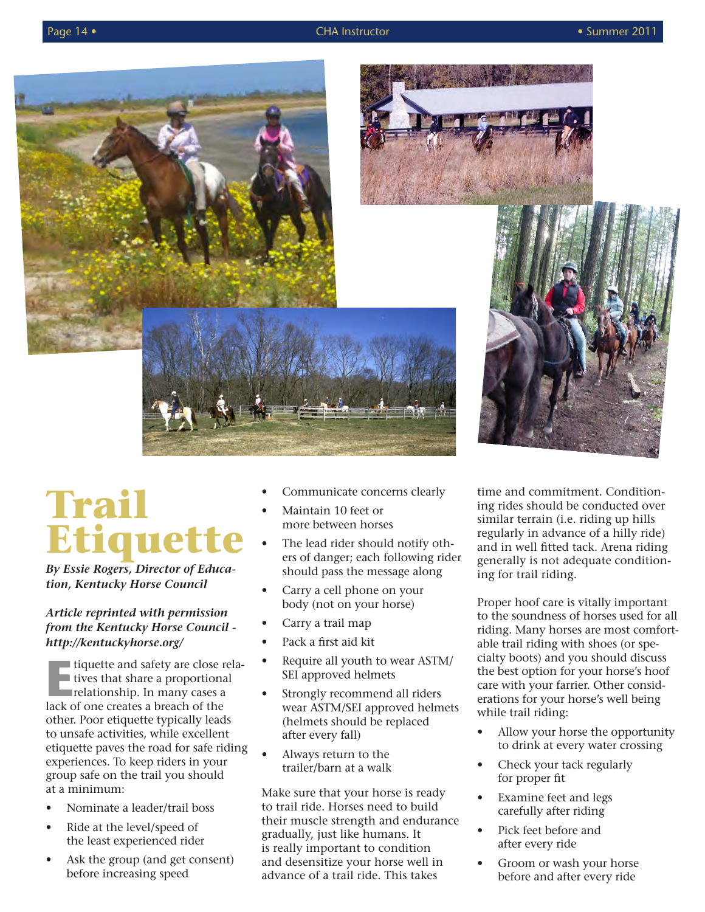# Trail Etiquette

***By Essie Rogers, Director of Education, Kentucky Horse Council***

***Article reprinted with permission from the Kentucky Horse Council - http://kentuckyhorse.org/***

Etiquette and safety are close relatives that share a proportional relationship. In many cases a lack of one creates a breach of the other. Poor etiquette typically leads to unsafe activities, while excellent etiquette paves the road for safe riding experiences. To keep riders in your group safe on the trail you should at a minimum:

- Nominate a leader/trail boss
- Ride at the level/speed of the least experienced rider
- Ask the group (and get consent) before increasing speed
- Communicate concerns clearly
- Maintain 10 feet or more between horses
- The lead rider should notify others of danger; each following rider should pass the message along
- Carry a cell phone on your body (not on your horse)
- Carry a trail map
- Pack a first aid kit
- Require all youth to wear ASTM/SEI approved helmets
- Strongly recommend all riders wear ASTM/SEI approved helmets (helmets should be replaced after every fall)
- Always return to the trailer/barn at a walk

Make sure that your horse is ready to trail ride. Horses need to build their muscle strength and endurance gradually, just like humans. It is really important to condition and desensitize your horse well in advance of a trail ride. This takes time and commitment. Conditioning rides should be conducted over similar terrain (i.e. riding up hills regularly in advance of a hilly ride) and in well fitted tack. Arena riding generally is not adequate conditioning for trail riding.

Proper hoof care is vitally important to the soundness of horses used for all riding. Many horses are most comfortable trail riding with shoes (or specialty boots) and you should discuss the best option for your horse's hoof care with your farrier. Other considerations for your horse's well being while trail riding:

- Allow your horse the opportunity to drink at every water crossing
- Check your tack regularly for proper fit
- Examine feet and legs carefully after riding
- Pick feet before and after every ride
- Groom or wash your horse before and after every ride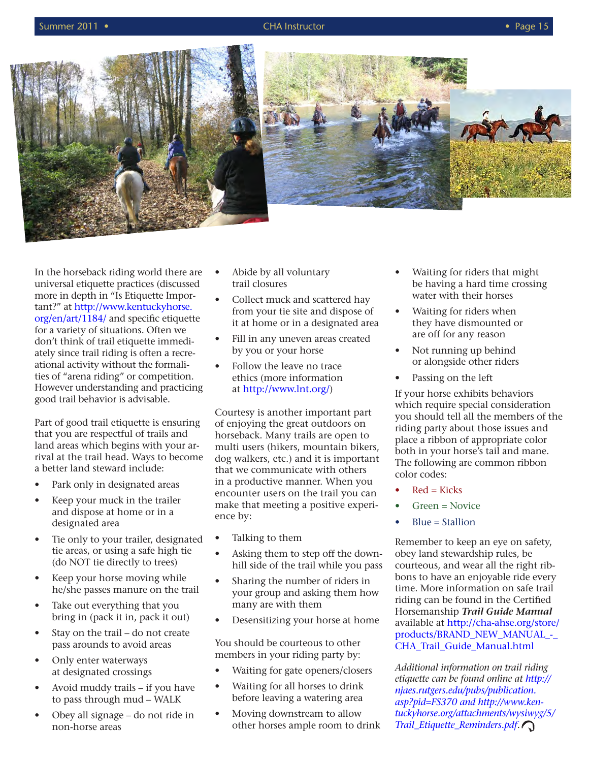In the horseback riding world there are universal etiquette practices (discussed more in depth in "Is Etiquette Important?" at http://www.kentuckyhorse.org/en/art/1184/ and specific etiquette for a variety of situations. Often we don't think of trail etiquette immediately since trail riding is often a recreational activity without the formalities of "arena riding" or competition. However understanding and practicing good trail behavior is advisable.

Part of good trail etiquette is ensuring that you are respectful of trails and land areas which begins with your arrival at the trail head. Ways to become a better land steward include:

- Park only in designated areas
- Keep your muck in the trailer and dispose at home or in a designated area
- Tie only to your trailer, designated tie areas, or using a safe high tie (do NOT tie directly to trees)
- Keep your horse moving while he/she passes manure on the trail
- Take out everything that you bring in (pack it in, pack it out)
- Stay on the trail – do not create pass arounds to avoid areas
- Only enter waterways at designated crossings
- Avoid muddy trails – if you have to pass through mud – WALK
- Obey all signage – do not ride in non-horse areas
- Abide by all voluntary trail closures
- Collect muck and scattered hay from your tie site and dispose of it at home or in a designated area
- Fill in any uneven areas created by you or your horse
- Follow the leave no trace ethics (more information at http://www.lnt.org/)

Courtesy is another important part of enjoying the great outdoors on horseback. Many trails are open to multi users (hikers, mountain bikers, dog walkers, etc.) and it is important that we communicate with others in a productive manner. When you encounter users on the trail you can make that meeting a positive experience by:

- Talking to them
- Asking them to step off the downhill side of the trail while you pass
- Sharing the number of riders in your group and asking them how many are with them
- Desensitizing your horse at home

You should be courteous to other members in your riding party by:

- Waiting for gate openers/closers
- Waiting for all horses to drink before leaving a watering area
- Moving downstream to allow other horses ample room to drink
- Waiting for riders that might be having a hard time crossing water with their horses
- Waiting for riders when they have dismounted or are off for any reason
- Not running up behind or alongside other riders
- Passing on the left

If your horse exhibits behaviors which require special consideration you should tell all the members of the riding party about those issues and place a ribbon of appropriate color both in your horse's tail and mane. The following are common ribbon color codes:

- Red = Kicks
- Green = Novice
- Blue = Stallion

Remember to keep an eye on safety, obey land stewardship rules, be courteous, and wear all the right ribbons to have an enjoyable ride every time. More information on safe trail riding can be found in the Certified Horsemanship ***Trail Guide Manual*** available at http://cha-ahse.org/store/products/BRAND_NEW_MANUAL_-_CHA_Trail_Guide_Manual.html

*Additional information on trail riding etiquette can be found online at http://njaes.rutgers.edu/pubs/publication.asp?pid=FS370 and http://www.kentuckyhorse.org/attachments/wysiwyg/5/Trail_Etiquette_Reminders.pdf.*